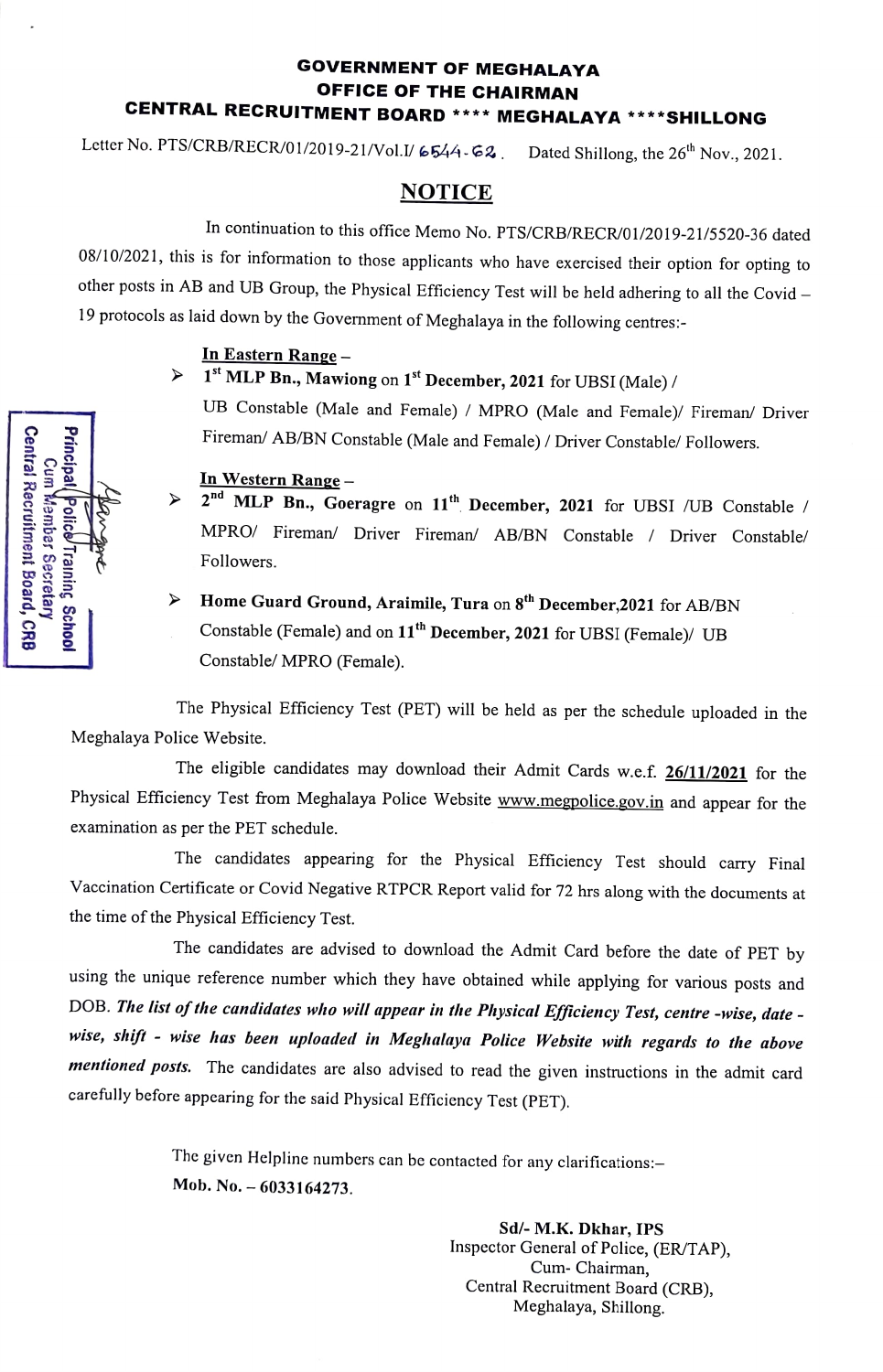**GOVERNMENT OF MEGHALAYA**
**OFFICE OF THE CHAIRMAN**
**CENTRAL RECRUITMENT BOARD \*\*\*\* MEGHALAYA \*\*\*\*SHILLONG**

Letter No. PTS/CRB/RECR/01/2019-21/Vol.I/ 6544-62. Dated Shillong, the 26th Nov., 2021.

## NOTICE

In continuation to this office Memo No. PTS/CRB/RECR/01/2019-21/5520-36 dated 08/10/2021, this is for information to those applicants who have exercised their option for opting to other posts in AB and UB Group, the Physical Efficiency Test will be held adhering to all the Covid – 19 protocols as laid down by the Government of Meghalaya in the following centres:-

**In Eastern Range** –

- **1st MLP Bn., Mawiong** on **1st December, 2021** for UBSI (Male) / UB Constable (Male and Female) / MPRO (Male and Female)/ Fireman/ Driver Fireman/ AB/BN Constable (Male and Female) / Driver Constable/ Followers.

**In Western Range** –

- **2nd MLP Bn., Goeragre** on **11th December, 2021** for UBSI /UB Constable / MPRO/ Fireman/ Driver Fireman/ AB/BN Constable / Driver Constable/ Followers.
- **Home Guard Ground, Araimile, Tura** on **8th December,2021** for AB/BN Constable (Female) and on **11th December, 2021** for UBSI (Female)/ UB Constable/ MPRO (Female).

Principal Police Training School Cum Member Secretary Central Recruitment Board, CRB

The Physical Efficiency Test (PET) will be held as per the schedule uploaded in the Meghalaya Police Website.

The eligible candidates may download their Admit Cards w.e.f. **26/11/2021** for the Physical Efficiency Test from Meghalaya Police Website www.megpolice.gov.in and appear for the examination as per the PET schedule.

The candidates appearing for the Physical Efficiency Test should carry Final Vaccination Certificate or Covid Negative RTPCR Report valid for 72 hrs along with the documents at the time of the Physical Efficiency Test.

The candidates are advised to download the Admit Card before the date of PET by using the unique reference number which they have obtained while applying for various posts and DOB. ***The list of the candidates who will appear in the Physical Efficiency Test, centre -wise, date - wise, shift - wise has been uploaded in Meghalaya Police Website with regards to the above mentioned posts.*** The candidates are also advised to read the given instructions in the admit card carefully before appearing for the said Physical Efficiency Test (PET).

The given Helpline numbers can be contacted for any clarifications:–
**Mob. No. – 6033164273.**

**Sd/- M.K. Dkhar, IPS**
Inspector General of Police, (ER/TAP),
Cum- Chairman,
Central Recruitment Board (CRB),
Meghalaya, Shillong.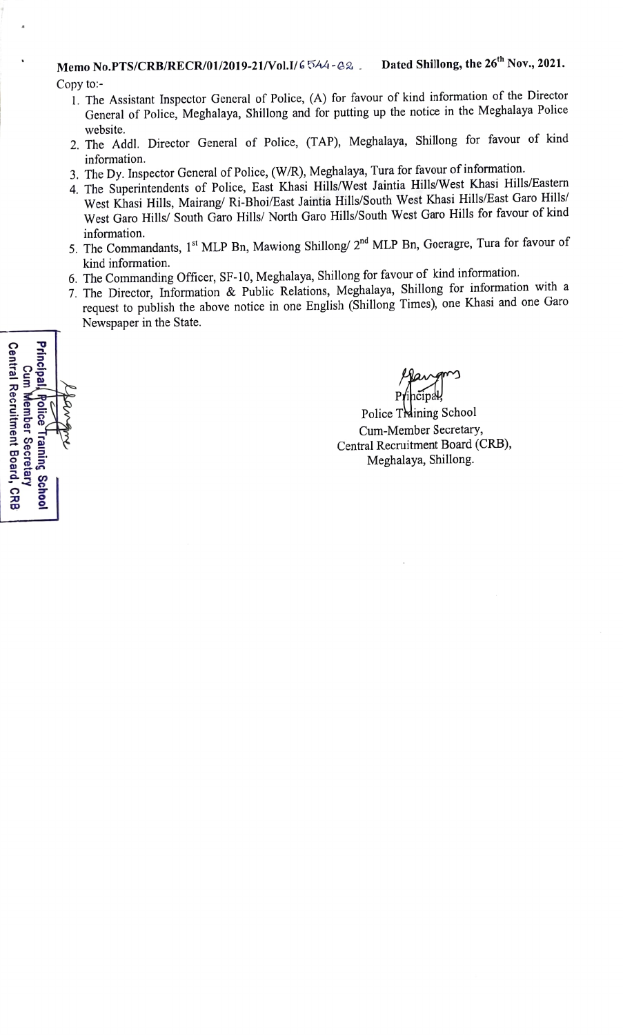**Memo No.PTS/CRB/RECR/01/2019-21/Vol.I/6544-62 . Dated Shillong, the 26th Nov., 2021.**

Copy to:-

1. The Assistant Inspector General of Police, (A) for favour of kind information of the Director General of Police, Meghalaya, Shillong and for putting up the notice in the Meghalaya Police website.
2. The Addl. Director General of Police, (TAP), Meghalaya, Shillong for favour of kind information.
3. The Dy. Inspector General of Police, (W/R), Meghalaya, Tura for favour of information.
4. The Superintendents of Police, East Khasi Hills/West Jaintia Hills/West Khasi Hills/Eastern West Khasi Hills, Mairang/ Ri-Bhoi/East Jaintia Hills/South West Khasi Hills/East Garo Hills/ West Garo Hills/ South Garo Hills/ North Garo Hills/South West Garo Hills for favour of kind information.
5. The Commandants, 1st MLP Bn, Mawiong Shillong/ 2nd MLP Bn, Goeragre, Tura for favour of kind information.
6. The Commanding Officer, SF-10, Meghalaya, Shillong for favour of kind information.
7. The Director, Information & Public Relations, Meghalaya, Shillong for information with a request to publish the above notice in one English (Shillong Times), one Khasi and one Garo Newspaper in the State.

Principal, Police Training School
Cum Member Secretary
Central Recruitment Board, CRB

Principal,
Police Training School
Cum-Member Secretary,
Central Recruitment Board (CRB),
Meghalaya, Shillong.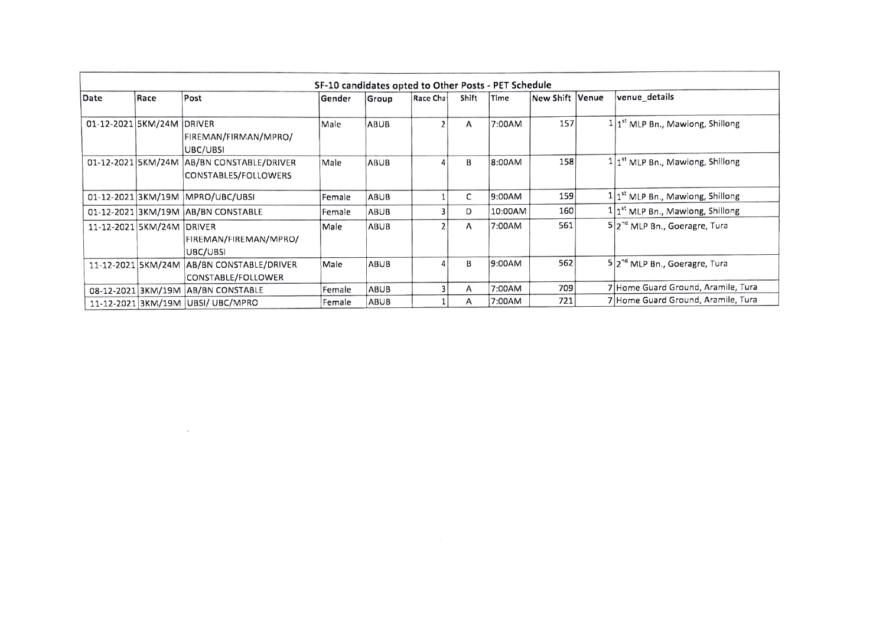| SF-10 candidates opted to Other Posts - PET Schedule | | | | | | | | | | |
|---|---|---|---|---|---|---|---|---|---|---|
| Date | Race | Post | Gender | Group | Race Cha | Shift | Time | New Shift | Venue | venue_details |
| 01-12-2021 | 5KM/24M | DRIVER FIREMAN/FIRMAN/MPRO/ UBC/UBSI | Male | ABUB | 2 | A | 7:00AM | 157 | 1 | 1st MLP Bn., Mawiong, Shillong |
| 01-12-2021 | 5KM/24M | AB/BN CONSTABLE/DRIVER CONSTABLES/FOLLOWERS | Male | ABUB | 4 | B | 8:00AM | 158 | 1 | 1st MLP Bn., Mawiong, Shillong |
| 01-12-2021 | 3KM/19M | MPRO/UBC/UBSI | Female | ABUB | 1 | C | 9:00AM | 159 | 1 | 1st MLP Bn., Mawiong, Shillong |
| 01-12-2021 | 3KM/19M | AB/BN CONSTABLE | Female | ABUB | 3 | D | 10:00AM | 160 | 1 | 1st MLP Bn., Mawiong, Shillong |
| 11-12-2021 | 5KM/24M | DRIVER FIREMAN/FIREMAN/MPRO/ UBC/UBSI | Male | ABUB | 2 | A | 7:00AM | 561 | 5 | 2nd MLP Bn., Goeragre, Tura |
| 11-12-2021 | 5KM/24M | AB/BN CONSTABLE/DRIVER CONSTABLE/FOLLOWER | Male | ABUB | 4 | B | 9:00AM | 562 | 5 | 2nd MLP Bn., Goeragre, Tura |
| 08-12-2021 | 3KM/19M | AB/BN CONSTABLE | Female | ABUB | 3 | A | 7:00AM | 709 | 7 | Home Guard Ground, Aramile, Tura |
| 11-12-2021 | 3KM/19M | UBSI/ UBC/MPRO | Female | ABUB | 1 | A | 7:00AM | 721 | 7 | Home Guard Ground, Aramile, Tura |